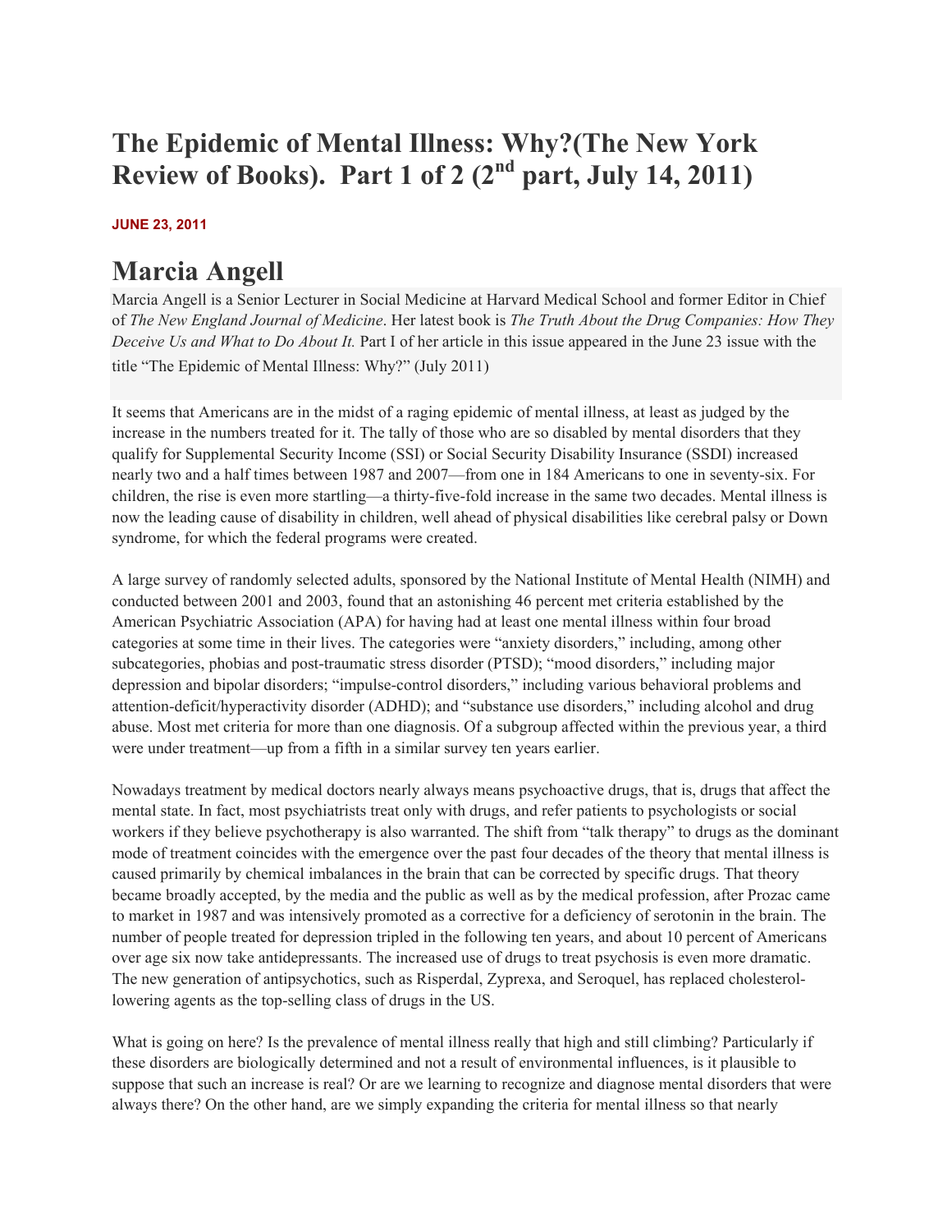# The Epidemic of Mental Illness: Why?(The New York Review of Books). Part 1 of 2 (2nd part, July 14, 2011)

**JUNE 23, 2011**

# Marcia Angell

Marcia Angell is a Senior Lecturer in Social Medicine at Harvard Medical School and former Editor in Chief of *The New England Journal of Medicine*. Her latest book is *The Truth About the Drug Companies: How They Deceive Us and What to Do About It.* Part I of her article in this issue appeared in the June 23 issue with the title "The Epidemic of Mental Illness: Why?" (July 2011)

It seems that Americans are in the midst of a raging epidemic of mental illness, at least as judged by the increase in the numbers treated for it. The tally of those who are so disabled by mental disorders that they qualify for Supplemental Security Income (SSI) or Social Security Disability Insurance (SSDI) increased nearly two and a half times between 1987 and 2007—from one in 184 Americans to one in seventy-six. For children, the rise is even more startling—a thirty-five-fold increase in the same two decades. Mental illness is now the leading cause of disability in children, well ahead of physical disabilities like cerebral palsy or Down syndrome, for which the federal programs were created.

A large survey of randomly selected adults, sponsored by the National Institute of Mental Health (NIMH) and conducted between 2001 and 2003, found that an astonishing 46 percent met criteria established by the American Psychiatric Association (APA) for having had at least one mental illness within four broad categories at some time in their lives. The categories were "anxiety disorders," including, among other subcategories, phobias and post-traumatic stress disorder (PTSD); "mood disorders," including major depression and bipolar disorders; "impulse-control disorders," including various behavioral problems and attention-deficit/hyperactivity disorder (ADHD); and "substance use disorders," including alcohol and drug abuse. Most met criteria for more than one diagnosis. Of a subgroup affected within the previous year, a third were under treatment—up from a fifth in a similar survey ten years earlier.

Nowadays treatment by medical doctors nearly always means psychoactive drugs, that is, drugs that affect the mental state. In fact, most psychiatrists treat only with drugs, and refer patients to psychologists or social workers if they believe psychotherapy is also warranted. The shift from "talk therapy" to drugs as the dominant mode of treatment coincides with the emergence over the past four decades of the theory that mental illness is caused primarily by chemical imbalances in the brain that can be corrected by specific drugs. That theory became broadly accepted, by the media and the public as well as by the medical profession, after Prozac came to market in 1987 and was intensively promoted as a corrective for a deficiency of serotonin in the brain. The number of people treated for depression tripled in the following ten years, and about 10 percent of Americans over age six now take antidepressants. The increased use of drugs to treat psychosis is even more dramatic. The new generation of antipsychotics, such as Risperdal, Zyprexa, and Seroquel, has replaced cholesterol-lowering agents as the top-selling class of drugs in the US.

What is going on here? Is the prevalence of mental illness really that high and still climbing? Particularly if these disorders are biologically determined and not a result of environmental influences, is it plausible to suppose that such an increase is real? Or are we learning to recognize and diagnose mental disorders that were always there? On the other hand, are we simply expanding the criteria for mental illness so that nearly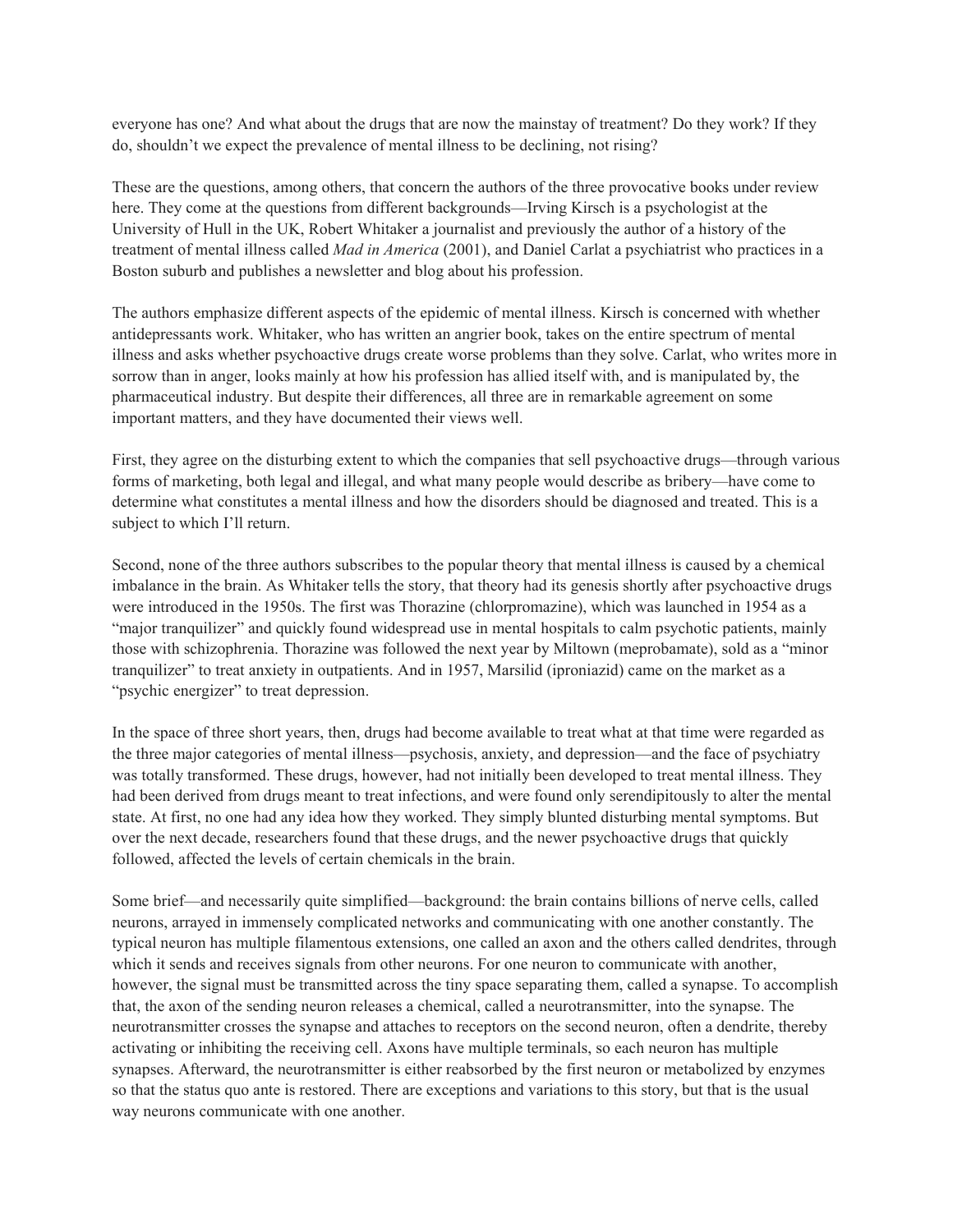everyone has one? And what about the drugs that are now the mainstay of treatment? Do they work? If they do, shouldn't we expect the prevalence of mental illness to be declining, not rising?

These are the questions, among others, that concern the authors of the three provocative books under review here. They come at the questions from different backgrounds—Irving Kirsch is a psychologist at the University of Hull in the UK, Robert Whitaker a journalist and previously the author of a history of the treatment of mental illness called *Mad in America* (2001), and Daniel Carlat a psychiatrist who practices in a Boston suburb and publishes a newsletter and blog about his profession.

The authors emphasize different aspects of the epidemic of mental illness. Kirsch is concerned with whether antidepressants work. Whitaker, who has written an angrier book, takes on the entire spectrum of mental illness and asks whether psychoactive drugs create worse problems than they solve. Carlat, who writes more in sorrow than in anger, looks mainly at how his profession has allied itself with, and is manipulated by, the pharmaceutical industry. But despite their differences, all three are in remarkable agreement on some important matters, and they have documented their views well.

First, they agree on the disturbing extent to which the companies that sell psychoactive drugs—through various forms of marketing, both legal and illegal, and what many people would describe as bribery—have come to determine what constitutes a mental illness and how the disorders should be diagnosed and treated. This is a subject to which I'll return.

Second, none of the three authors subscribes to the popular theory that mental illness is caused by a chemical imbalance in the brain. As Whitaker tells the story, that theory had its genesis shortly after psychoactive drugs were introduced in the 1950s. The first was Thorazine (chlorpromazine), which was launched in 1954 as a "major tranquilizer" and quickly found widespread use in mental hospitals to calm psychotic patients, mainly those with schizophrenia. Thorazine was followed the next year by Miltown (meprobamate), sold as a "minor tranquilizer" to treat anxiety in outpatients. And in 1957, Marsilid (iproniazid) came on the market as a "psychic energizer" to treat depression.

In the space of three short years, then, drugs had become available to treat what at that time were regarded as the three major categories of mental illness—psychosis, anxiety, and depression—and the face of psychiatry was totally transformed. These drugs, however, had not initially been developed to treat mental illness. They had been derived from drugs meant to treat infections, and were found only serendipitously to alter the mental state. At first, no one had any idea how they worked. They simply blunted disturbing mental symptoms. But over the next decade, researchers found that these drugs, and the newer psychoactive drugs that quickly followed, affected the levels of certain chemicals in the brain.

Some brief—and necessarily quite simplified—background: the brain contains billions of nerve cells, called neurons, arrayed in immensely complicated networks and communicating with one another constantly. The typical neuron has multiple filamentous extensions, one called an axon and the others called dendrites, through which it sends and receives signals from other neurons. For one neuron to communicate with another, however, the signal must be transmitted across the tiny space separating them, called a synapse. To accomplish that, the axon of the sending neuron releases a chemical, called a neurotransmitter, into the synapse. The neurotransmitter crosses the synapse and attaches to receptors on the second neuron, often a dendrite, thereby activating or inhibiting the receiving cell. Axons have multiple terminals, so each neuron has multiple synapses. Afterward, the neurotransmitter is either reabsorbed by the first neuron or metabolized by enzymes so that the status quo ante is restored. There are exceptions and variations to this story, but that is the usual way neurons communicate with one another.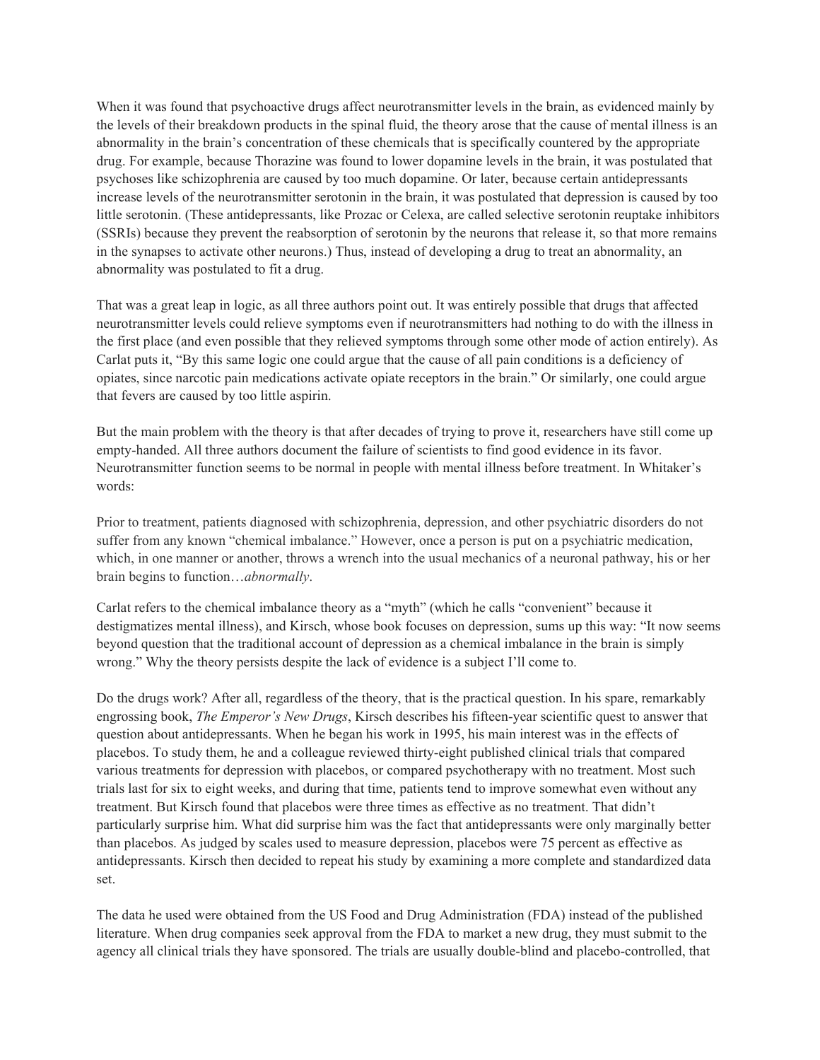When it was found that psychoactive drugs affect neurotransmitter levels in the brain, as evidenced mainly by the levels of their breakdown products in the spinal fluid, the theory arose that the cause of mental illness is an abnormality in the brain's concentration of these chemicals that is specifically countered by the appropriate drug. For example, because Thorazine was found to lower dopamine levels in the brain, it was postulated that psychoses like schizophrenia are caused by too much dopamine. Or later, because certain antidepressants increase levels of the neurotransmitter serotonin in the brain, it was postulated that depression is caused by too little serotonin. (These antidepressants, like Prozac or Celexa, are called selective serotonin reuptake inhibitors (SSRIs) because they prevent the reabsorption of serotonin by the neurons that release it, so that more remains in the synapses to activate other neurons.) Thus, instead of developing a drug to treat an abnormality, an abnormality was postulated to fit a drug.

That was a great leap in logic, as all three authors point out. It was entirely possible that drugs that affected neurotransmitter levels could relieve symptoms even if neurotransmitters had nothing to do with the illness in the first place (and even possible that they relieved symptoms through some other mode of action entirely). As Carlat puts it, "By this same logic one could argue that the cause of all pain conditions is a deficiency of opiates, since narcotic pain medications activate opiate receptors in the brain." Or similarly, one could argue that fevers are caused by too little aspirin.

But the main problem with the theory is that after decades of trying to prove it, researchers have still come up empty-handed. All three authors document the failure of scientists to find good evidence in its favor. Neurotransmitter function seems to be normal in people with mental illness before treatment. In Whitaker's words:

> Prior to treatment, patients diagnosed with schizophrenia, depression, and other psychiatric disorders do not suffer from any known "chemical imbalance." However, once a person is put on a psychiatric medication, which, in one manner or another, throws a wrench into the usual mechanics of a neuronal pathway, his or her brain begins to function…*abnormally*.

Carlat refers to the chemical imbalance theory as a "myth" (which he calls "convenient" because it destigmatizes mental illness), and Kirsch, whose book focuses on depression, sums up this way: "It now seems beyond question that the traditional account of depression as a chemical imbalance in the brain is simply wrong." Why the theory persists despite the lack of evidence is a subject I'll come to.

Do the drugs work? After all, regardless of the theory, that is the practical question. In his spare, remarkably engrossing book, *The Emperor's New Drugs*, Kirsch describes his fifteen-year scientific quest to answer that question about antidepressants. When he began his work in 1995, his main interest was in the effects of placebos. To study them, he and a colleague reviewed thirty-eight published clinical trials that compared various treatments for depression with placebos, or compared psychotherapy with no treatment. Most such trials last for six to eight weeks, and during that time, patients tend to improve somewhat even without any treatment. But Kirsch found that placebos were three times as effective as no treatment. That didn't particularly surprise him. What did surprise him was the fact that antidepressants were only marginally better than placebos. As judged by scales used to measure depression, placebos were 75 percent as effective as antidepressants. Kirsch then decided to repeat his study by examining a more complete and standardized data set.

The data he used were obtained from the US Food and Drug Administration (FDA) instead of the published literature. When drug companies seek approval from the FDA to market a new drug, they must submit to the agency all clinical trials they have sponsored. The trials are usually double-blind and placebo-controlled, that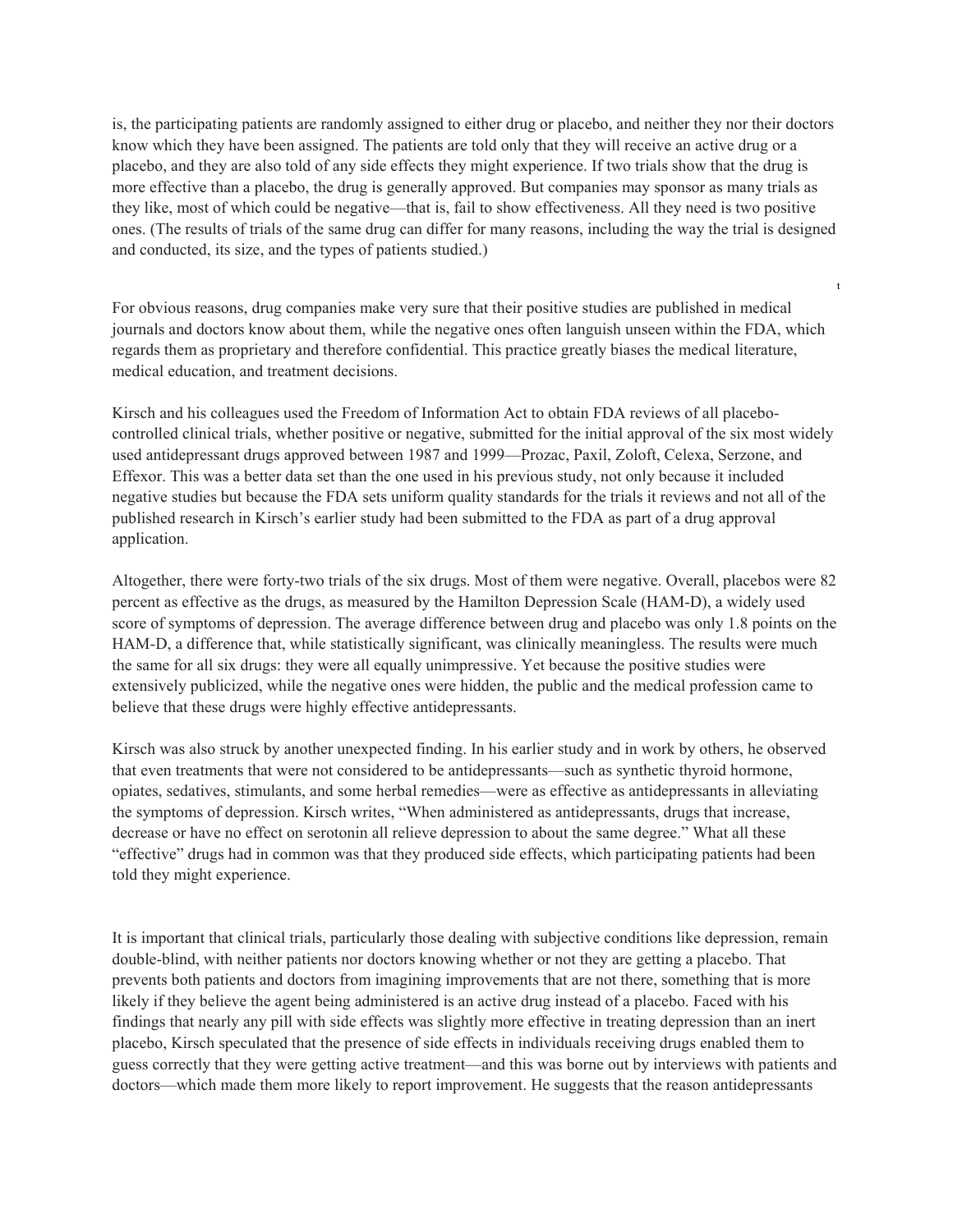is, the participating patients are randomly assigned to either drug or placebo, and neither they nor their doctors know which they have been assigned. The patients are told only that they will receive an active drug or a placebo, and they are also told of any side effects they might experience. If two trials show that the drug is more effective than a placebo, the drug is generally approved. But companies may sponsor as many trials as they like, most of which could be negative—that is, fail to show effectiveness. All they need is two positive ones. (The results of trials of the same drug can differ for many reasons, including the way the trial is designed and conducted, its size, and the types of patients studied.)

For obvious reasons, drug companies make very sure that their positive studies are published in medical journals and doctors know about them, while the negative ones often languish unseen within the FDA, which regards them as proprietary and therefore confidential. This practice greatly biases the medical literature, medical education, and treatment decisions.

Kirsch and his colleagues used the Freedom of Information Act to obtain FDA reviews of all placebo-controlled clinical trials, whether positive or negative, submitted for the initial approval of the six most widely used antidepressant drugs approved between 1987 and 1999—Prozac, Paxil, Zoloft, Celexa, Serzone, and Effexor. This was a better data set than the one used in his previous study, not only because it included negative studies but because the FDA sets uniform quality standards for the trials it reviews and not all of the published research in Kirsch's earlier study had been submitted to the FDA as part of a drug approval application.

Altogether, there were forty-two trials of the six drugs. Most of them were negative. Overall, placebos were 82 percent as effective as the drugs, as measured by the Hamilton Depression Scale (HAM-D), a widely used score of symptoms of depression. The average difference between drug and placebo was only 1.8 points on the HAM-D, a difference that, while statistically significant, was clinically meaningless. The results were much the same for all six drugs: they were all equally unimpressive. Yet because the positive studies were extensively publicized, while the negative ones were hidden, the public and the medical profession came to believe that these drugs were highly effective antidepressants.

Kirsch was also struck by another unexpected finding. In his earlier study and in work by others, he observed that even treatments that were not considered to be antidepressants—such as synthetic thyroid hormone, opiates, sedatives, stimulants, and some herbal remedies—were as effective as antidepressants in alleviating the symptoms of depression. Kirsch writes, "When administered as antidepressants, drugs that increase, decrease or have no effect on serotonin all relieve depression to about the same degree." What all these "effective" drugs had in common was that they produced side effects, which participating patients had been told they might experience.

It is important that clinical trials, particularly those dealing with subjective conditions like depression, remain double-blind, with neither patients nor doctors knowing whether or not they are getting a placebo. That prevents both patients and doctors from imagining improvements that are not there, something that is more likely if they believe the agent being administered is an active drug instead of a placebo. Faced with his findings that nearly any pill with side effects was slightly more effective in treating depression than an inert placebo, Kirsch speculated that the presence of side effects in individuals receiving drugs enabled them to guess correctly that they were getting active treatment—and this was borne out by interviews with patients and doctors—which made them more likely to report improvement. He suggests that the reason antidepressants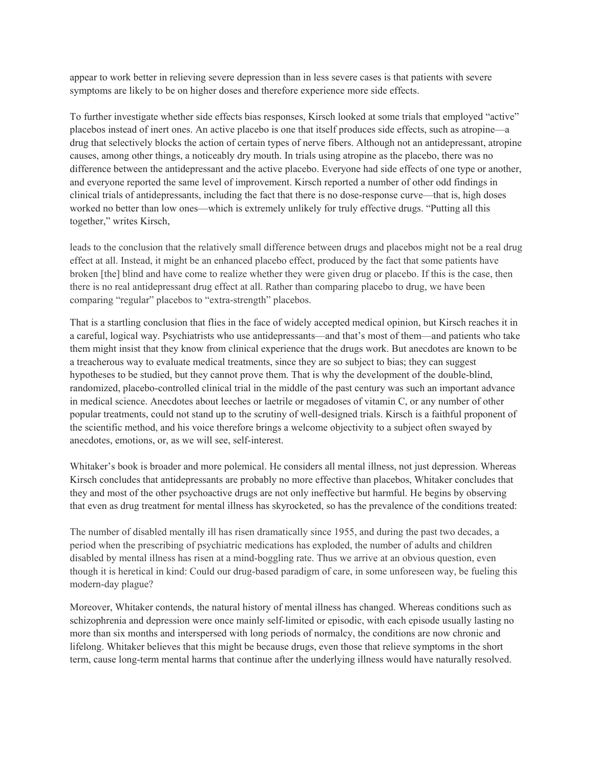appear to work better in relieving severe depression than in less severe cases is that patients with severe symptoms are likely to be on higher doses and therefore experience more side effects.

To further investigate whether side effects bias responses, Kirsch looked at some trials that employed "active" placebos instead of inert ones. An active placebo is one that itself produces side effects, such as atropine—a drug that selectively blocks the action of certain types of nerve fibers. Although not an antidepressant, atropine causes, among other things, a noticeably dry mouth. In trials using atropine as the placebo, there was no difference between the antidepressant and the active placebo. Everyone had side effects of one type or another, and everyone reported the same level of improvement. Kirsch reported a number of other odd findings in clinical trials of antidepressants, including the fact that there is no dose-response curve—that is, high doses worked no better than low ones—which is extremely unlikely for truly effective drugs. "Putting all this together," writes Kirsch,

> leads to the conclusion that the relatively small difference between drugs and placebos might not be a real drug effect at all. Instead, it might be an enhanced placebo effect, produced by the fact that some patients have broken [the] blind and have come to realize whether they were given drug or placebo. If this is the case, then there is no real antidepressant drug effect at all. Rather than comparing placebo to drug, we have been comparing "regular" placebos to "extra-strength" placebos.

That is a startling conclusion that flies in the face of widely accepted medical opinion, but Kirsch reaches it in a careful, logical way. Psychiatrists who use antidepressants—and that's most of them—and patients who take them might insist that they know from clinical experience that the drugs work. But anecdotes are known to be a treacherous way to evaluate medical treatments, since they are so subject to bias; they can suggest hypotheses to be studied, but they cannot prove them. That is why the development of the double-blind, randomized, placebo-controlled clinical trial in the middle of the past century was such an important advance in medical science. Anecdotes about leeches or laetrile or megadoses of vitamin C, or any number of other popular treatments, could not stand up to the scrutiny of well-designed trials. Kirsch is a faithful proponent of the scientific method, and his voice therefore brings a welcome objectivity to a subject often swayed by anecdotes, emotions, or, as we will see, self-interest.

Whitaker's book is broader and more polemical. He considers all mental illness, not just depression. Whereas Kirsch concludes that antidepressants are probably no more effective than placebos, Whitaker concludes that they and most of the other psychoactive drugs are not only ineffective but harmful. He begins by observing that even as drug treatment for mental illness has skyrocketed, so has the prevalence of the conditions treated:

> The number of disabled mentally ill has risen dramatically since 1955, and during the past two decades, a period when the prescribing of psychiatric medications has exploded, the number of adults and children disabled by mental illness has risen at a mind-boggling rate. Thus we arrive at an obvious question, even though it is heretical in kind: Could our drug-based paradigm of care, in some unforeseen way, be fueling this modern-day plague?

Moreover, Whitaker contends, the natural history of mental illness has changed. Whereas conditions such as schizophrenia and depression were once mainly self-limited or episodic, with each episode usually lasting no more than six months and interspersed with long periods of normalcy, the conditions are now chronic and lifelong. Whitaker believes that this might be because drugs, even those that relieve symptoms in the short term, cause long-term mental harms that continue after the underlying illness would have naturally resolved.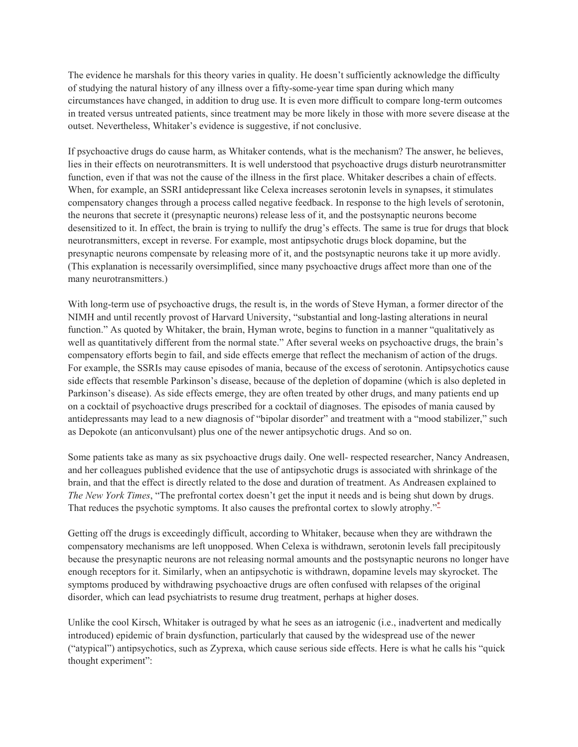The evidence he marshals for this theory varies in quality. He doesn't sufficiently acknowledge the difficulty of studying the natural history of any illness over a fifty-some-year time span during which many circumstances have changed, in addition to drug use. It is even more difficult to compare long-term outcomes in treated versus untreated patients, since treatment may be more likely in those with more severe disease at the outset. Nevertheless, Whitaker's evidence is suggestive, if not conclusive.

If psychoactive drugs do cause harm, as Whitaker contends, what is the mechanism? The answer, he believes, lies in their effects on neurotransmitters. It is well understood that psychoactive drugs disturb neurotransmitter function, even if that was not the cause of the illness in the first place. Whitaker describes a chain of effects. When, for example, an SSRI antidepressant like Celexa increases serotonin levels in synapses, it stimulates compensatory changes through a process called negative feedback. In response to the high levels of serotonin, the neurons that secrete it (presynaptic neurons) release less of it, and the postsynaptic neurons become desensitized to it. In effect, the brain is trying to nullify the drug's effects. The same is true for drugs that block neurotransmitters, except in reverse. For example, most antipsychotic drugs block dopamine, but the presynaptic neurons compensate by releasing more of it, and the postsynaptic neurons take it up more avidly. (This explanation is necessarily oversimplified, since many psychoactive drugs affect more than one of the many neurotransmitters.)

With long-term use of psychoactive drugs, the result is, in the words of Steve Hyman, a former director of the NIMH and until recently provost of Harvard University, "substantial and long-lasting alterations in neural function." As quoted by Whitaker, the brain, Hyman wrote, begins to function in a manner "qualitatively as well as quantitatively different from the normal state." After several weeks on psychoactive drugs, the brain's compensatory efforts begin to fail, and side effects emerge that reflect the mechanism of action of the drugs. For example, the SSRIs may cause episodes of mania, because of the excess of serotonin. Antipsychotics cause side effects that resemble Parkinson's disease, because of the depletion of dopamine (which is also depleted in Parkinson's disease). As side effects emerge, they are often treated by other drugs, and many patients end up on a cocktail of psychoactive drugs prescribed for a cocktail of diagnoses. The episodes of mania caused by antidepressants may lead to a new diagnosis of "bipolar disorder" and treatment with a "mood stabilizer," such as Depokote (an anticonvulsant) plus one of the newer antipsychotic drugs. And so on.

Some patients take as many as six psychoactive drugs daily. One well- respected researcher, Nancy Andreasen, and her colleagues published evidence that the use of antipsychotic drugs is associated with shrinkage of the brain, and that the effect is directly related to the dose and duration of treatment. As Andreasen explained to *The New York Times*, "The prefrontal cortex doesn't get the input it needs and is being shut down by drugs. That reduces the psychotic symptoms. It also causes the prefrontal cortex to slowly atrophy."[*]

Getting off the drugs is exceedingly difficult, according to Whitaker, because when they are withdrawn the compensatory mechanisms are left unopposed. When Celexa is withdrawn, serotonin levels fall precipitously because the presynaptic neurons are not releasing normal amounts and the postsynaptic neurons no longer have enough receptors for it. Similarly, when an antipsychotic is withdrawn, dopamine levels may skyrocket. The symptoms produced by withdrawing psychoactive drugs are often confused with relapses of the original disorder, which can lead psychiatrists to resume drug treatment, perhaps at higher doses.

Unlike the cool Kirsch, Whitaker is outraged by what he sees as an iatrogenic (i.e., inadvertent and medically introduced) epidemic of brain dysfunction, particularly that caused by the widespread use of the newer ("atypical") antipsychotics, such as Zyprexa, which cause serious side effects. Here is what he calls his "quick thought experiment":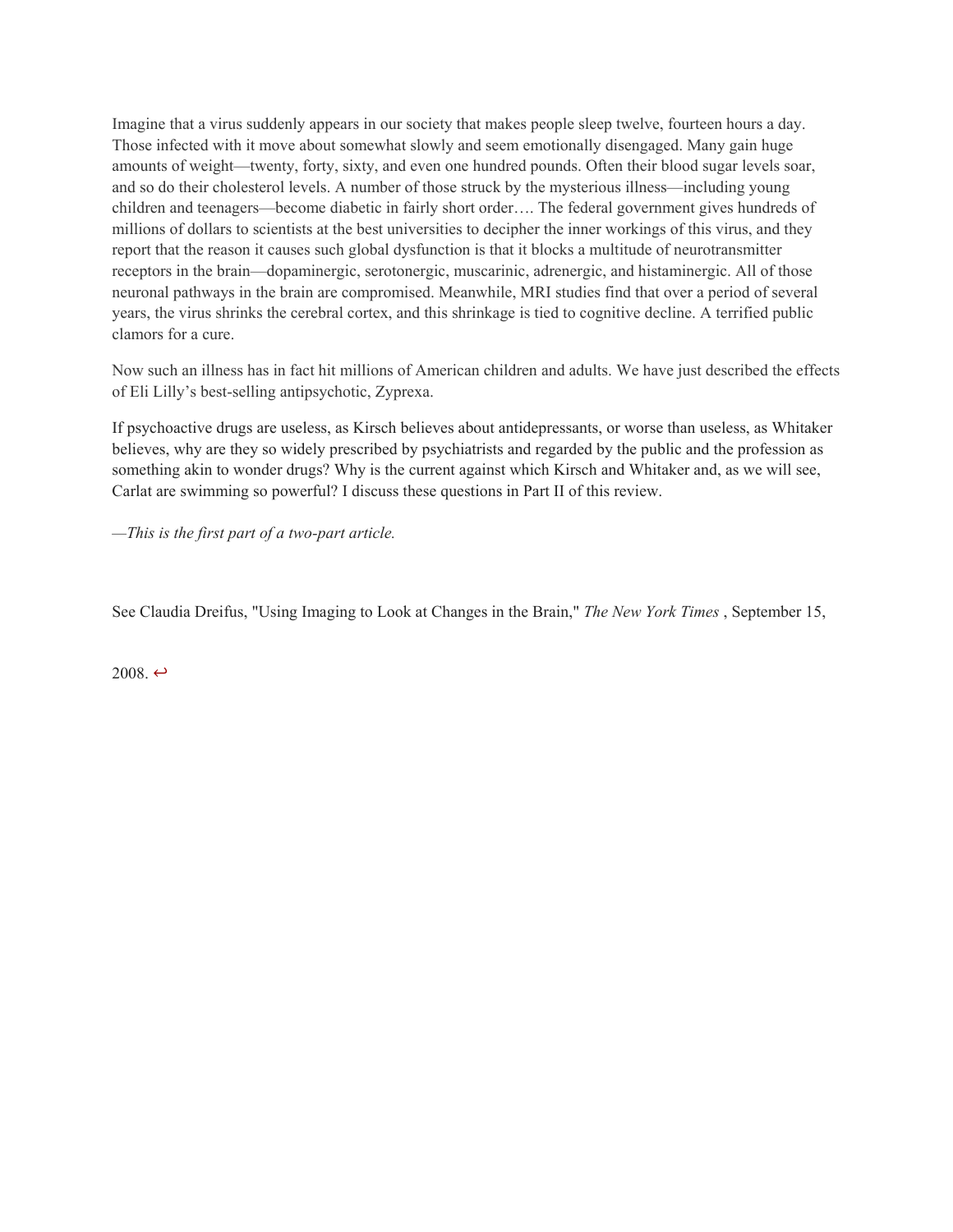Imagine that a virus suddenly appears in our society that makes people sleep twelve, fourteen hours a day. Those infected with it move about somewhat slowly and seem emotionally disengaged. Many gain huge amounts of weight—twenty, forty, sixty, and even one hundred pounds. Often their blood sugar levels soar, and so do their cholesterol levels. A number of those struck by the mysterious illness—including young children and teenagers—become diabetic in fairly short order…. The federal government gives hundreds of millions of dollars to scientists at the best universities to decipher the inner workings of this virus, and they report that the reason it causes such global dysfunction is that it blocks a multitude of neurotransmitter receptors in the brain—dopaminergic, serotonergic, muscarinic, adrenergic, and histaminergic. All of those neuronal pathways in the brain are compromised. Meanwhile, MRI studies find that over a period of several years, the virus shrinks the cerebral cortex, and this shrinkage is tied to cognitive decline. A terrified public clamors for a cure.

Now such an illness has in fact hit millions of American children and adults. We have just described the effects of Eli Lilly's best-selling antipsychotic, Zyprexa.

If psychoactive drugs are useless, as Kirsch believes about antidepressants, or worse than useless, as Whitaker believes, why are they so widely prescribed by psychiatrists and regarded by the public and the profession as something akin to wonder drugs? Why is the current against which Kirsch and Whitaker and, as we will see, Carlat are swimming so powerful? I discuss these questions in Part II of this review.

—*This is the first part of a two-part article.*

See Claudia Dreifus, "Using Imaging to Look at Changes in the Brain," *The New York Times*, September 15, 2008. ↩